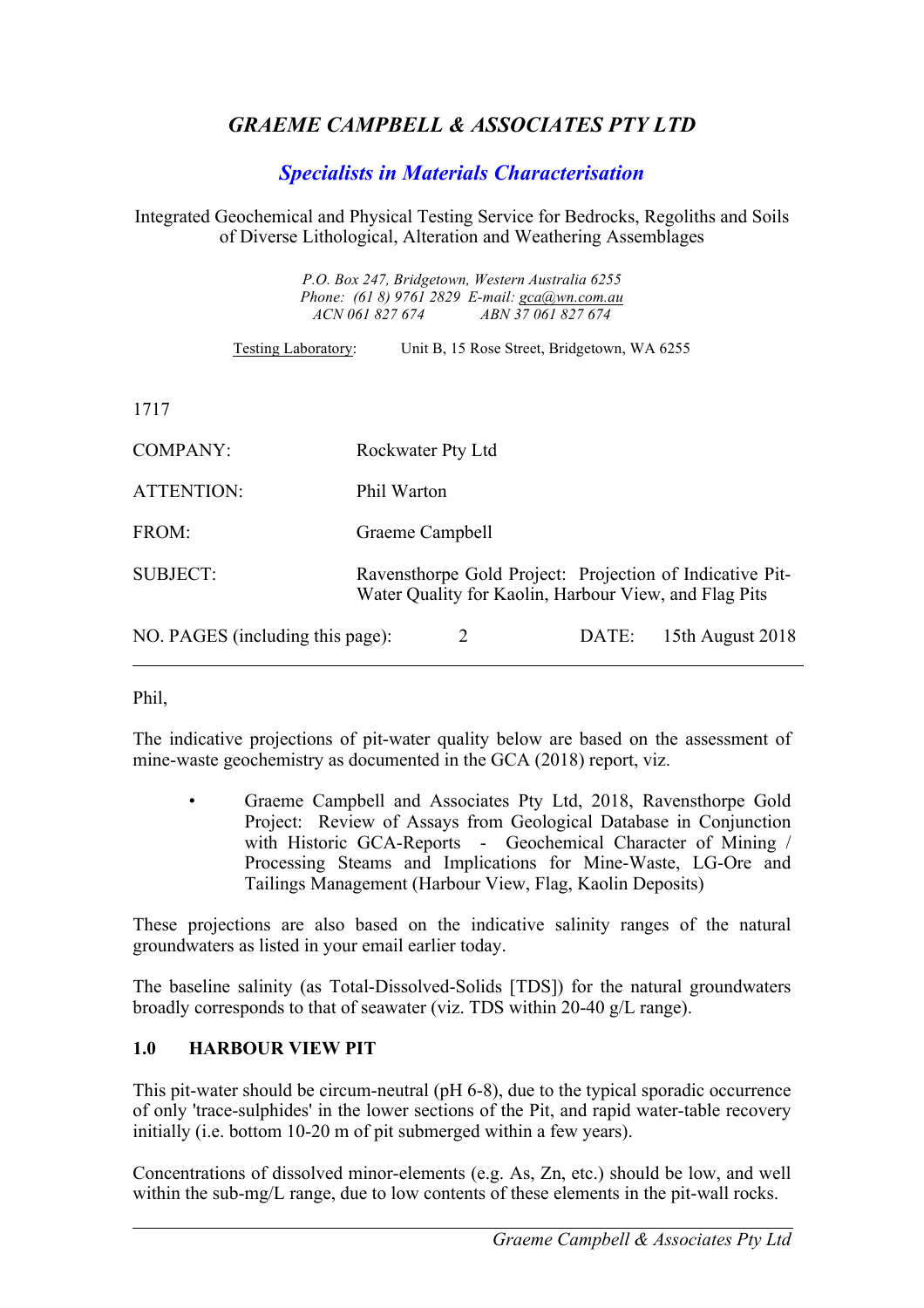# *GRAEME CAMPBELL & ASSOCIATES PTY LTD*

## *Specialists in Materials Characterisation*

Integrated Geochemical and Physical Testing Service for Bedrocks, Regoliths and Soils of Diverse Lithological, Alteration and Weathering Assemblages

*P.O. Box 247, Bridgetown, Western Australia 6255*
*Phone: (61 8) 9761 2829 E-mail: gca@wn.com.au*
*ACN 061 827 674 ABN 37 061 827 674*

Testing Laboratory: Unit B, 15 Rose Street, Bridgetown, WA 6255

1717

| | |
|---|---|
| COMPANY: | Rockwater Pty Ltd |
| ATTENTION: | Phil Warton |
| FROM: | Graeme Campbell |
| SUBJECT: | Ravensthorpe Gold Project: Projection of Indicative Pit-Water Quality for Kaolin, Harbour View, and Flag Pits |
| NO. PAGES (including this page): 2 | DATE: 15th August 2018 |

---

Phil,

The indicative projections of pit-water quality below are based on the assessment of mine-waste geochemistry as documented in the GCA (2018) report, viz.

- Graeme Campbell and Associates Pty Ltd, 2018, Ravensthorpe Gold Project: Review of Assays from Geological Database in Conjunction with Historic GCA-Reports - Geochemical Character of Mining / Processing Steams and Implications for Mine-Waste, LG-Ore and Tailings Management (Harbour View, Flag, Kaolin Deposits)

These projections are also based on the indicative salinity ranges of the natural groundwaters as listed in your email earlier today.

The baseline salinity (as Total-Dissolved-Solids [TDS]) for the natural groundwaters broadly corresponds to that of seawater (viz. TDS within 20-40 g/L range).

### 1.0 HARBOUR VIEW PIT

This pit-water should be circum-neutral (pH 6-8), due to the typical sporadic occurrence of only 'trace-sulphides' in the lower sections of the Pit, and rapid water-table recovery initially (i.e. bottom 10-20 m of pit submerged within a few years).

Concentrations of dissolved minor-elements (e.g. As, Zn, etc.) should be low, and well within the sub-mg/L range, due to low contents of these elements in the pit-wall rocks.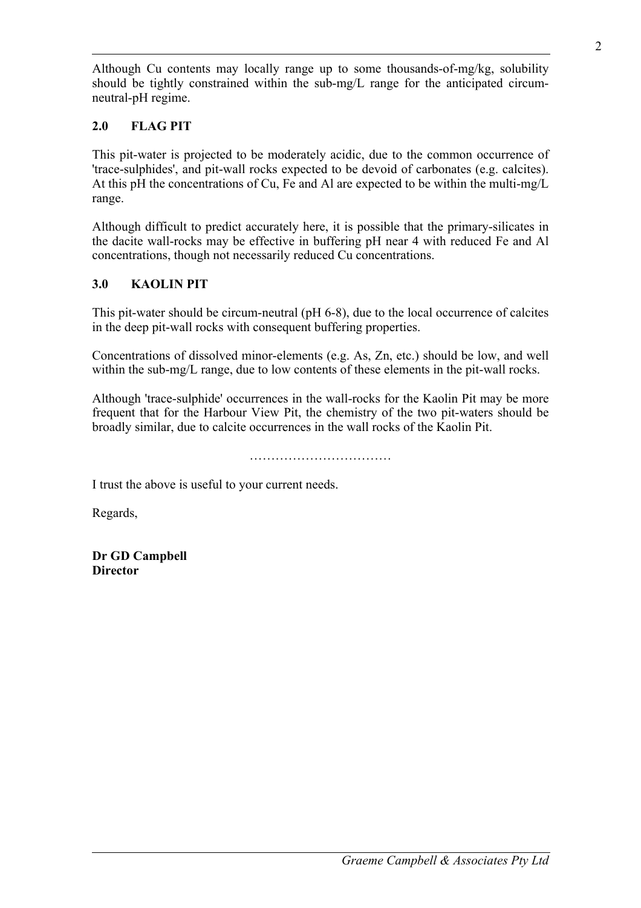Although Cu contents may locally range up to some thousands-of-mg/kg, solubility should be tightly constrained within the sub-mg/L range for the anticipated circum-neutral-pH regime.

## 2.0 FLAG PIT

This pit-water is projected to be moderately acidic, due to the common occurrence of 'trace-sulphides', and pit-wall rocks expected to be devoid of carbonates (e.g. calcites). At this pH the concentrations of Cu, Fe and Al are expected to be within the multi-mg/L range.

Although difficult to predict accurately here, it is possible that the primary-silicates in the dacite wall-rocks may be effective in buffering pH near 4 with reduced Fe and Al concentrations, though not necessarily reduced Cu concentrations.

## 3.0 KAOLIN PIT

This pit-water should be circum-neutral (pH 6-8), due to the local occurrence of calcites in the deep pit-wall rocks with consequent buffering properties.

Concentrations of dissolved minor-elements (e.g. As, Zn, etc.) should be low, and well within the sub-mg/L range, due to low contents of these elements in the pit-wall rocks.

Although 'trace-sulphide' occurrences in the wall-rocks for the Kaolin Pit may be more frequent that for the Harbour View Pit, the chemistry of the two pit-waters should be broadly similar, due to calcite occurrences in the wall rocks of the Kaolin Pit.

……………………………

I trust the above is useful to your current needs.

Regards,

**Dr GD Campbell**
**Director**